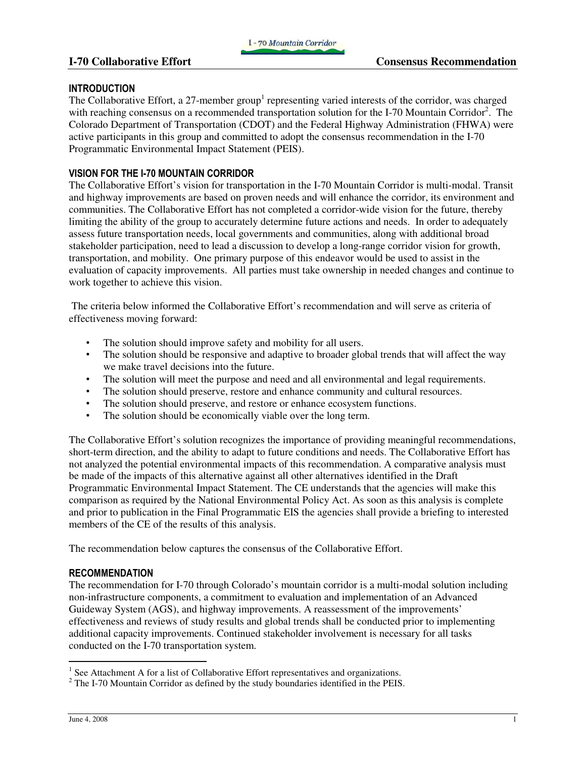## INTRODUCTION

The Collaborative Effort, a 27-member group[1] representing varied interests of the corridor, was charged with reaching consensus on a recommended transportation solution for the I-70 Mountain Corridor[2]. The Colorado Department of Transportation (CDOT) and the Federal Highway Administration (FHWA) were active participants in this group and committed to adopt the consensus recommendation in the I-70 Programmatic Environmental Impact Statement (PEIS).

## VISION FOR THE I-70 MOUNTAIN CORRIDOR

The Collaborative Effort's vision for transportation in the I-70 Mountain Corridor is multi-modal. Transit and highway improvements are based on proven needs and will enhance the corridor, its environment and communities. The Collaborative Effort has not completed a corridor-wide vision for the future, thereby limiting the ability of the group to accurately determine future actions and needs. In order to adequately assess future transportation needs, local governments and communities, along with additional broad stakeholder participation, need to lead a discussion to develop a long-range corridor vision for growth, transportation, and mobility. One primary purpose of this endeavor would be used to assist in the evaluation of capacity improvements. All parties must take ownership in needed changes and continue to work together to achieve this vision.

The criteria below informed the Collaborative Effort's recommendation and will serve as criteria of effectiveness moving forward:

- The solution should improve safety and mobility for all users.
- The solution should be responsive and adaptive to broader global trends that will affect the way we make travel decisions into the future.
- The solution will meet the purpose and need and all environmental and legal requirements.
- The solution should preserve, restore and enhance community and cultural resources.
- The solution should preserve, and restore or enhance ecosystem functions.
- The solution should be economically viable over the long term.

The Collaborative Effort's solution recognizes the importance of providing meaningful recommendations, short-term direction, and the ability to adapt to future conditions and needs. The Collaborative Effort has not analyzed the potential environmental impacts of this recommendation. A comparative analysis must be made of the impacts of this alternative against all other alternatives identified in the Draft Programmatic Environmental Impact Statement. The CE understands that the agencies will make this comparison as required by the National Environmental Policy Act. As soon as this analysis is complete and prior to publication in the Final Programmatic EIS the agencies shall provide a briefing to interested members of the CE of the results of this analysis.

The recommendation below captures the consensus of the Collaborative Effort.

## RECOMMENDATION

The recommendation for I-70 through Colorado's mountain corridor is a multi-modal solution including non-infrastructure components, a commitment to evaluation and implementation of an Advanced Guideway System (AGS), and highway improvements. A reassessment of the improvements' effectiveness and reviews of study results and global trends shall be conducted prior to implementing additional capacity improvements. Continued stakeholder involvement is necessary for all tasks conducted on the I-70 transportation system.

---

[1] See Attachment A for a list of Collaborative Effort representatives and organizations.

[2] The I-70 Mountain Corridor as defined by the study boundaries identified in the PEIS.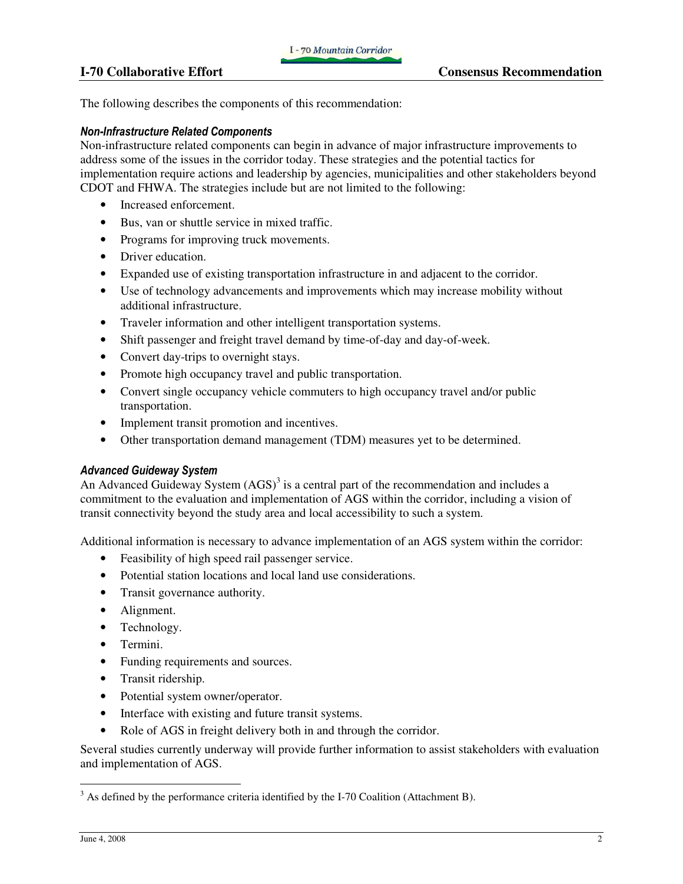The following describes the components of this recommendation:

### *Non-Infrastructure Related Components*

Non-infrastructure related components can begin in advance of major infrastructure improvements to address some of the issues in the corridor today. These strategies and the potential tactics for implementation require actions and leadership by agencies, municipalities and other stakeholders beyond CDOT and FHWA. The strategies include but are not limited to the following:

- Increased enforcement.
- Bus, van or shuttle service in mixed traffic.
- Programs for improving truck movements.
- Driver education.
- Expanded use of existing transportation infrastructure in and adjacent to the corridor.
- Use of technology advancements and improvements which may increase mobility without additional infrastructure.
- Traveler information and other intelligent transportation systems.
- Shift passenger and freight travel demand by time-of-day and day-of-week.
- Convert day-trips to overnight stays.
- Promote high occupancy travel and public transportation.
- Convert single occupancy vehicle commuters to high occupancy travel and/or public transportation.
- Implement transit promotion and incentives.
- Other transportation demand management (TDM) measures yet to be determined.

### *Advanced Guideway System*

An Advanced Guideway System (AGS)[3] is a central part of the recommendation and includes a commitment to the evaluation and implementation of AGS within the corridor, including a vision of transit connectivity beyond the study area and local accessibility to such a system.

Additional information is necessary to advance implementation of an AGS system within the corridor:

- Feasibility of high speed rail passenger service.
- Potential station locations and local land use considerations.
- Transit governance authority.
- Alignment.
- Technology.
- Termini.
- Funding requirements and sources.
- Transit ridership.
- Potential system owner/operator.
- Interface with existing and future transit systems.
- Role of AGS in freight delivery both in and through the corridor.

Several studies currently underway will provide further information to assist stakeholders with evaluation and implementation of AGS.

---

[3] As defined by the performance criteria identified by the I-70 Coalition (Attachment B).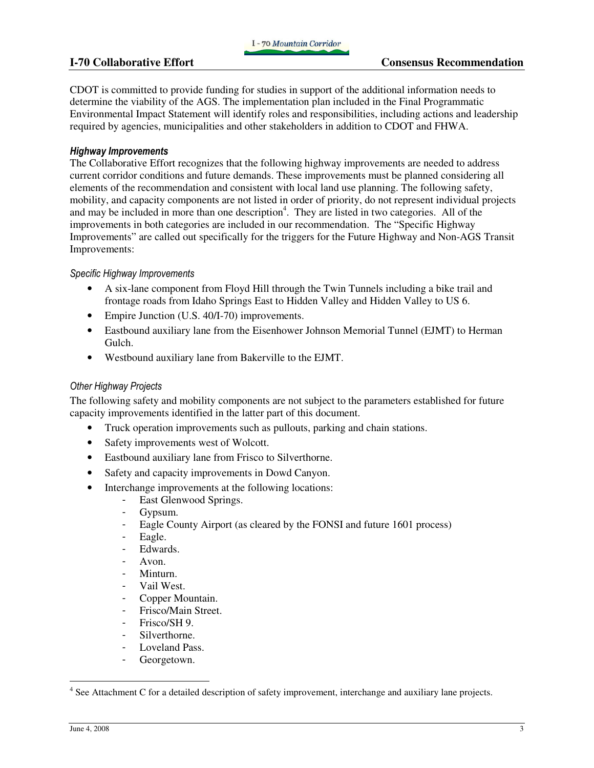CDOT is committed to provide funding for studies in support of the additional information needs to determine the viability of the AGS. The implementation plan included in the Final Programmatic Environmental Impact Statement will identify roles and responsibilities, including actions and leadership required by agencies, municipalities and other stakeholders in addition to CDOT and FHWA.

### *Highway Improvements*

The Collaborative Effort recognizes that the following highway improvements are needed to address current corridor conditions and future demands. These improvements must be planned considering all elements of the recommendation and consistent with local land use planning. The following safety, mobility, and capacity components are not listed in order of priority, do not represent individual projects and may be included in more than one description[4]. They are listed in two categories. All of the improvements in both categories are included in our recommendation. The "Specific Highway Improvements" are called out specifically for the triggers for the Future Highway and Non-AGS Transit Improvements:

#### *Specific Highway Improvements*

- A six-lane component from Floyd Hill through the Twin Tunnels including a bike trail and frontage roads from Idaho Springs East to Hidden Valley and Hidden Valley to US 6.
- Empire Junction (U.S. 40/I-70) improvements.
- Eastbound auxiliary lane from the Eisenhower Johnson Memorial Tunnel (EJMT) to Herman Gulch.
- Westbound auxiliary lane from Bakerville to the EJMT.

#### *Other Highway Projects*

The following safety and mobility components are not subject to the parameters established for future capacity improvements identified in the latter part of this document.

- Truck operation improvements such as pullouts, parking and chain stations.
- Safety improvements west of Wolcott.
- Eastbound auxiliary lane from Frisco to Silverthorne.
- Safety and capacity improvements in Dowd Canyon.
- Interchange improvements at the following locations:
  - East Glenwood Springs.
  - Gypsum.
  - Eagle County Airport (as cleared by the FONSI and future 1601 process)
  - Eagle.
  - Edwards.
  - Avon.
  - Minturn.
  - Vail West.
  - Copper Mountain.
  - Frisco/Main Street.
  - Frisco/SH 9.
  - Silverthorne.
  - Loveland Pass.
  - Georgetown.

---

[4] See Attachment C for a detailed description of safety improvement, interchange and auxiliary lane projects.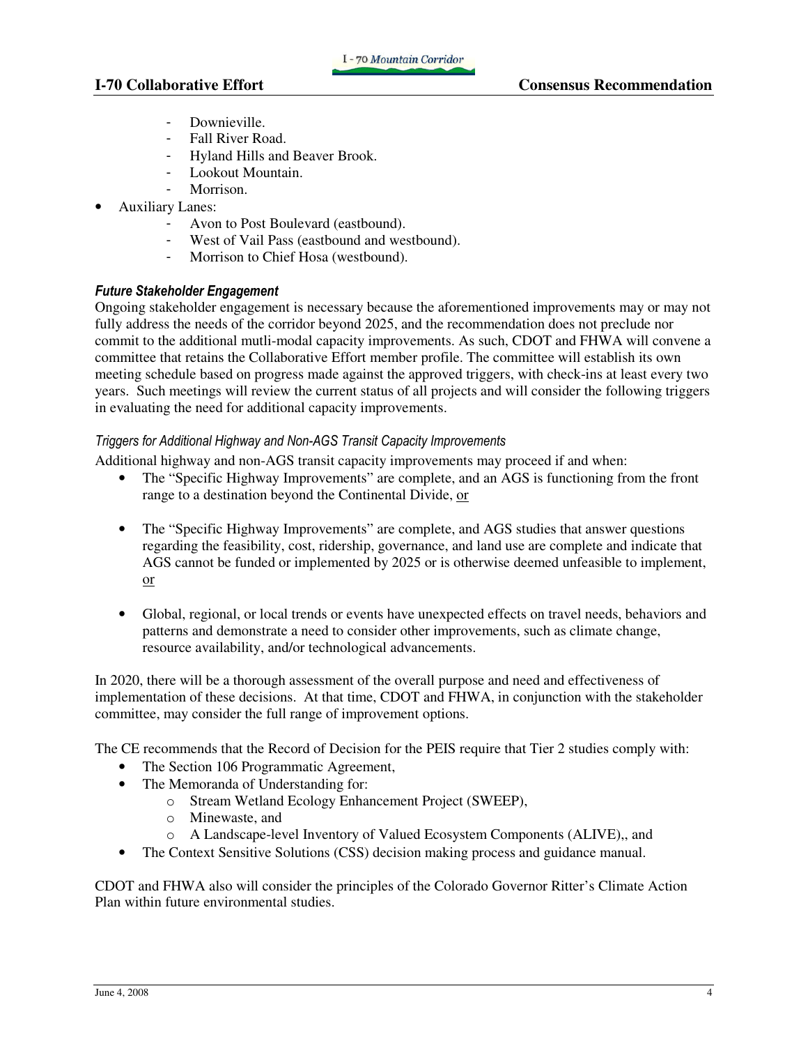- Downieville.
    - Fall River Road.
    - Hyland Hills and Beaver Brook.
    - Lookout Mountain.
    - Morrison.
- Auxiliary Lanes:
    - Avon to Post Boulevard (eastbound).
    - West of Vail Pass (eastbound and westbound).
    - Morrison to Chief Hosa (westbound).

### *Future Stakeholder Engagement*

Ongoing stakeholder engagement is necessary because the aforementioned improvements may or may not fully address the needs of the corridor beyond 2025, and the recommendation does not preclude nor commit to the additional mutli-modal capacity improvements. As such, CDOT and FHWA will convene a committee that retains the Collaborative Effort member profile. The committee will establish its own meeting schedule based on progress made against the approved triggers, with check-ins at least every two years. Such meetings will review the current status of all projects and will consider the following triggers in evaluating the need for additional capacity improvements.

#### *Triggers for Additional Highway and Non-AGS Transit Capacity Improvements*

Additional highway and non-AGS transit capacity improvements may proceed if and when:

- The "Specific Highway Improvements" are complete, and an AGS is functioning from the front range to a destination beyond the Continental Divide, <u>or</u>

- The "Specific Highway Improvements" are complete, and AGS studies that answer questions regarding the feasibility, cost, ridership, governance, and land use are complete and indicate that AGS cannot be funded or implemented by 2025 or is otherwise deemed unfeasible to implement, <u>or</u>

- Global, regional, or local trends or events have unexpected effects on travel needs, behaviors and patterns and demonstrate a need to consider other improvements, such as climate change, resource availability, and/or technological advancements.

In 2020, there will be a thorough assessment of the overall purpose and need and effectiveness of implementation of these decisions. At that time, CDOT and FHWA, in conjunction with the stakeholder committee, may consider the full range of improvement options.

The CE recommends that the Record of Decision for the PEIS require that Tier 2 studies comply with:

- The Section 106 Programmatic Agreement,
- The Memoranda of Understanding for:
    - Stream Wetland Ecology Enhancement Project (SWEEP),
    - Minewaste, and
    - A Landscape-level Inventory of Valued Ecosystem Components (ALIVE),, and
- The Context Sensitive Solutions (CSS) decision making process and guidance manual.

CDOT and FHWA also will consider the principles of the Colorado Governor Ritter's Climate Action Plan within future environmental studies.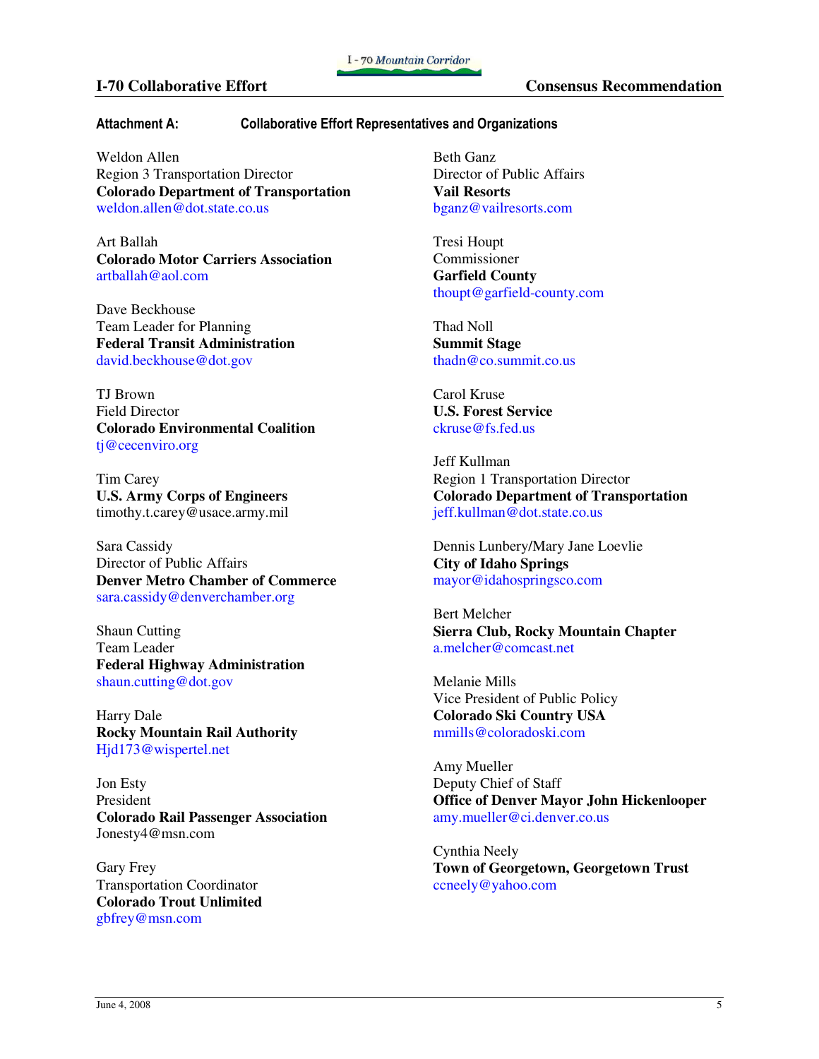## Attachment A: Collaborative Effort Representatives and Organizations

Weldon Allen
Region 3 Transportation Director
**Colorado Department of Transportation**
weldon.allen@dot.state.co.us

Art Ballah
**Colorado Motor Carriers Association**
artballah@aol.com

Dave Beckhouse
Team Leader for Planning
**Federal Transit Administration**
david.beckhouse@dot.gov

TJ Brown
Field Director
**Colorado Environmental Coalition**
tj@cecenviro.org

Tim Carey
**U.S. Army Corps of Engineers**
timothy.t.carey@usace.army.mil

Sara Cassidy
Director of Public Affairs
**Denver Metro Chamber of Commerce**
sara.cassidy@denverchamber.org

Shaun Cutting
Team Leader
**Federal Highway Administration**
shaun.cutting@dot.gov

Harry Dale
**Rocky Mountain Rail Authority**
Hjd173@wispertel.net

Jon Esty
President
**Colorado Rail Passenger Association**
Jonesty4@msn.com

Gary Frey
Transportation Coordinator
**Colorado Trout Unlimited**
gbfrey@msn.com

Beth Ganz
Director of Public Affairs
**Vail Resorts**
bganz@vailresorts.com

Tresi Houpt
Commissioner
**Garfield County**
thoupt@garfield-county.com

Thad Noll
**Summit Stage**
thadn@co.summit.co.us

Carol Kruse
**U.S. Forest Service**
ckruse@fs.fed.us

Jeff Kullman
Region 1 Transportation Director
**Colorado Department of Transportation**
jeff.kullman@dot.state.co.us

Dennis Lunbery/Mary Jane Loevlie
**City of Idaho Springs**
mayor@idahospringsco.com

Bert Melcher
**Sierra Club, Rocky Mountain Chapter**
a.melcher@comcast.net

Melanie Mills
Vice President of Public Policy
**Colorado Ski Country USA**
mmills@coloradoski.com

Amy Mueller
Deputy Chief of Staff
**Office of Denver Mayor John Hickenlooper**
amy.mueller@ci.denver.co.us

Cynthia Neely
**Town of Georgetown, Georgetown Trust**
ccneely@yahoo.com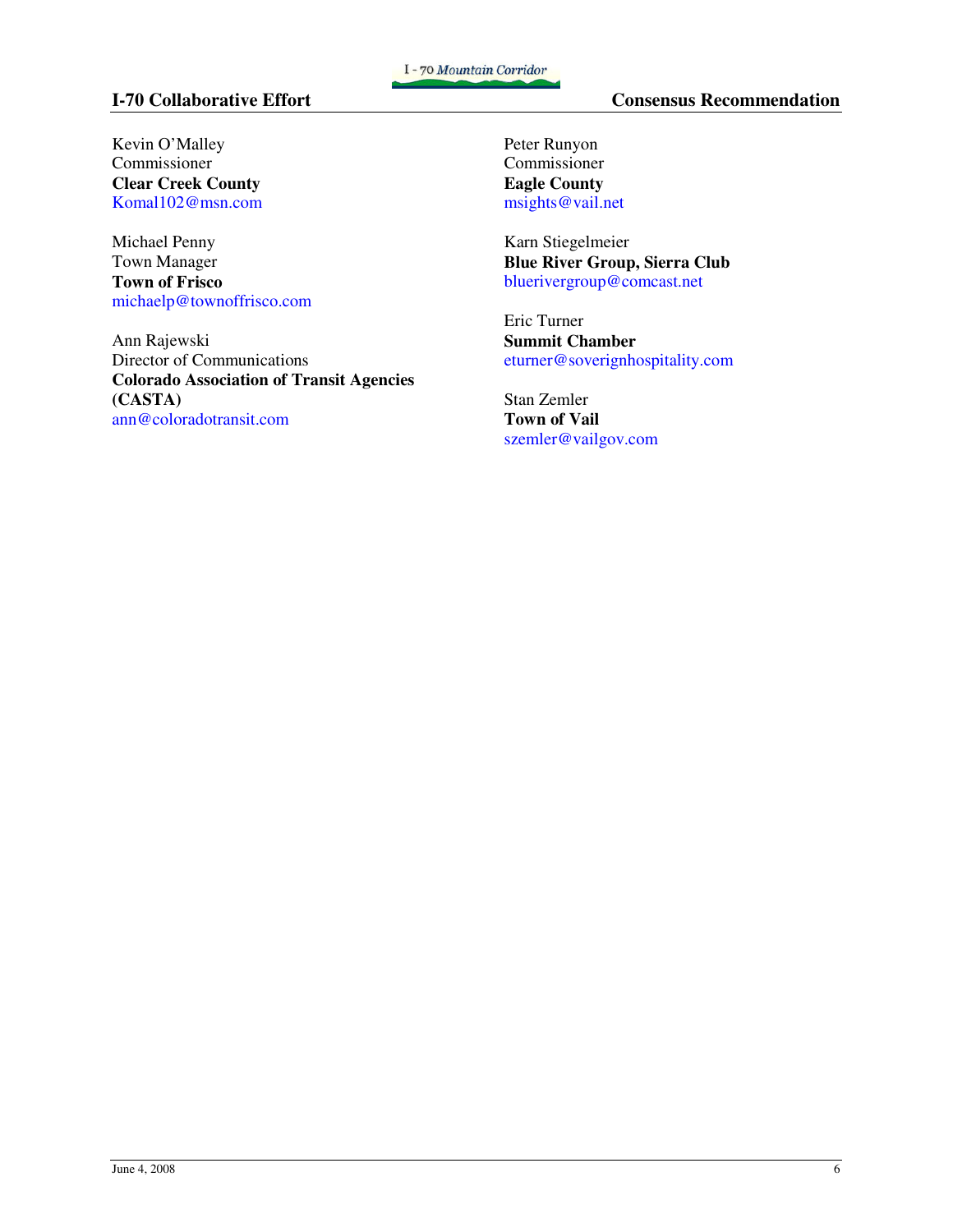Kevin O'Malley
Commissioner
**Clear Creek County**
Komal102@msn.com

Michael Penny
Town Manager
**Town of Frisco**
michaelp@townoffrisco.com

Ann Rajewski
Director of Communications
**Colorado Association of Transit Agencies (CASTA)**
ann@coloradotransit.com

Peter Runyon
Commissioner
**Eagle County**
msights@vail.net

Karn Stiegelmeier
**Blue River Group, Sierra Club**
bluerivergroup@comcast.net

Eric Turner
**Summit Chamber**
eturner@soverignhospitality.com

Stan Zemler
**Town of Vail**
szemler@vailgov.com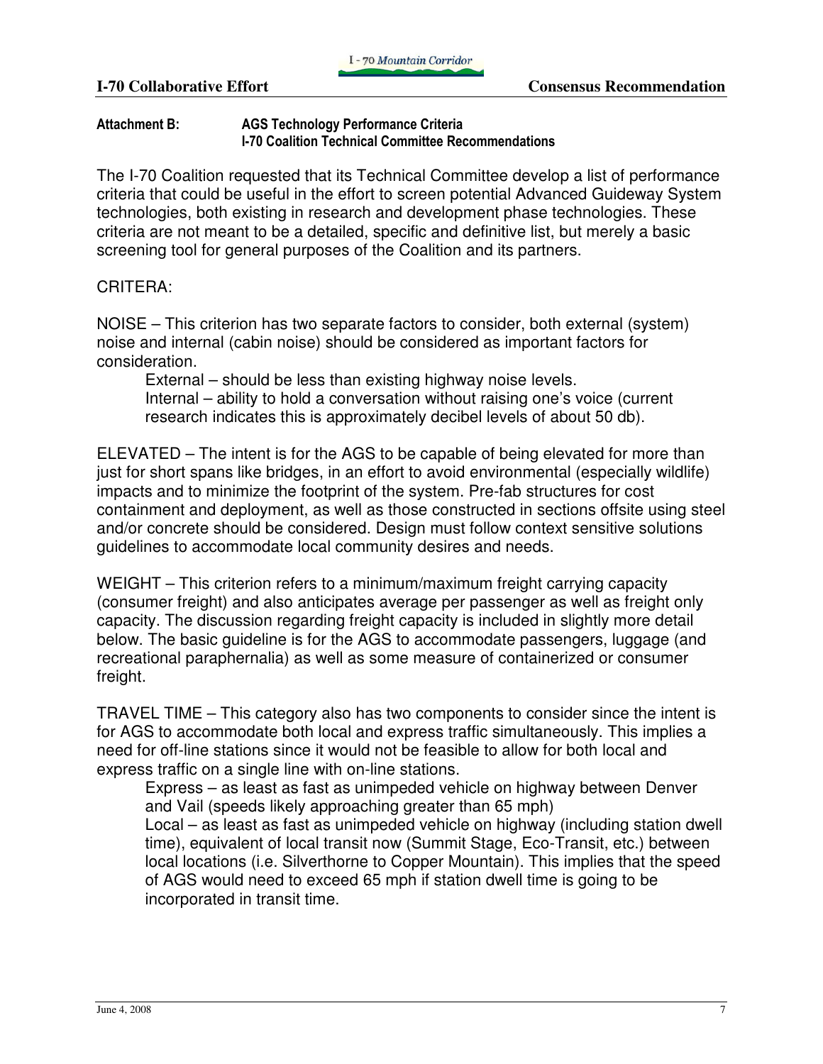**Attachment B: AGS Technology Performance Criteria**
**I-70 Coalition Technical Committee Recommendations**

The I-70 Coalition requested that its Technical Committee develop a list of performance criteria that could be useful in the effort to screen potential Advanced Guideway System technologies, both existing in research and development phase technologies. These criteria are not meant to be a detailed, specific and definitive list, but merely a basic screening tool for general purposes of the Coalition and its partners.

CRITERA:

NOISE – This criterion has two separate factors to consider, both external (system) noise and internal (cabin noise) should be considered as important factors for consideration.

External – should be less than existing highway noise levels.
Internal – ability to hold a conversation without raising one's voice (current research indicates this is approximately decibel levels of about 50 db).

ELEVATED – The intent is for the AGS to be capable of being elevated for more than just for short spans like bridges, in an effort to avoid environmental (especially wildlife) impacts and to minimize the footprint of the system. Pre-fab structures for cost containment and deployment, as well as those constructed in sections offsite using steel and/or concrete should be considered. Design must follow context sensitive solutions guidelines to accommodate local community desires and needs.

WEIGHT – This criterion refers to a minimum/maximum freight carrying capacity (consumer freight) and also anticipates average per passenger as well as freight only capacity. The discussion regarding freight capacity is included in slightly more detail below. The basic guideline is for the AGS to accommodate passengers, luggage (and recreational paraphernalia) as well as some measure of containerized or consumer freight.

TRAVEL TIME – This category also has two components to consider since the intent is for AGS to accommodate both local and express traffic simultaneously. This implies a need for off-line stations since it would not be feasible to allow for both local and express traffic on a single line with on-line stations.

Express – as least as fast as unimpeded vehicle on highway between Denver and Vail (speeds likely approaching greater than 65 mph)
Local – as least as fast as unimpeded vehicle on highway (including station dwell time), equivalent of local transit now (Summit Stage, Eco-Transit, etc.) between local locations (i.e. Silverthorne to Copper Mountain). This implies that the speed of AGS would need to exceed 65 mph if station dwell time is going to be incorporated in transit time.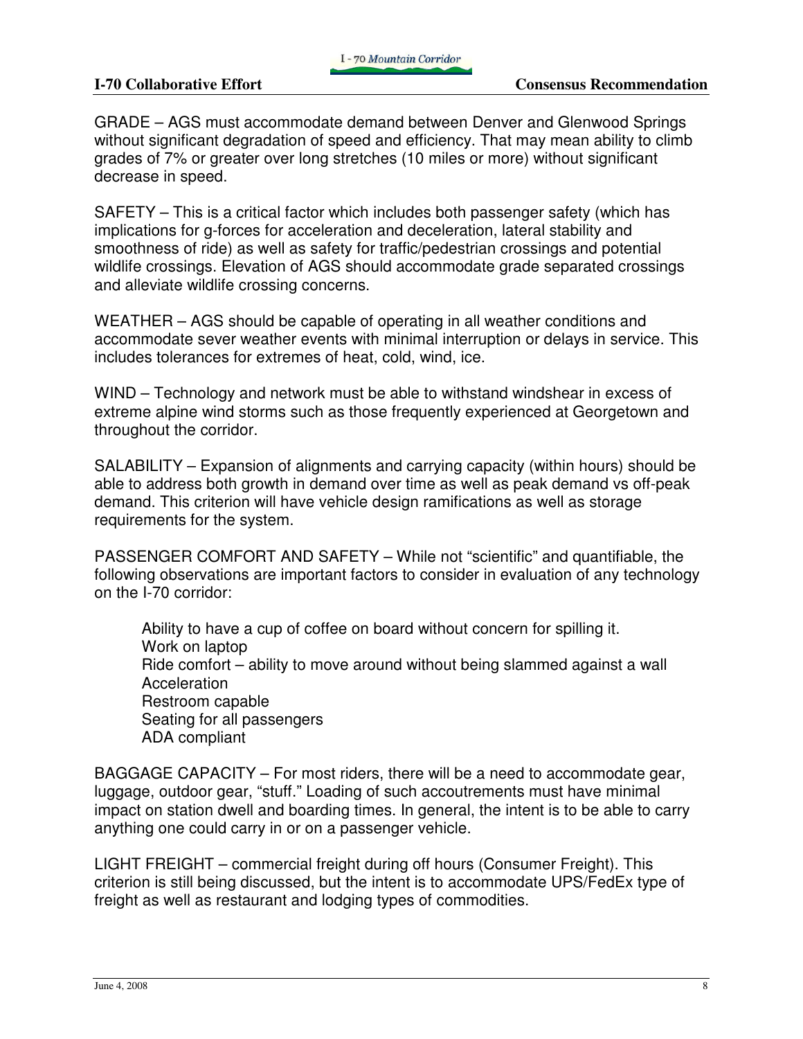GRADE – AGS must accommodate demand between Denver and Glenwood Springs without significant degradation of speed and efficiency. That may mean ability to climb grades of 7% or greater over long stretches (10 miles or more) without significant decrease in speed.

SAFETY – This is a critical factor which includes both passenger safety (which has implications for g-forces for acceleration and deceleration, lateral stability and smoothness of ride) as well as safety for traffic/pedestrian crossings and potential wildlife crossings. Elevation of AGS should accommodate grade separated crossings and alleviate wildlife crossing concerns.

WEATHER – AGS should be capable of operating in all weather conditions and accommodate sever weather events with minimal interruption or delays in service. This includes tolerances for extremes of heat, cold, wind, ice.

WIND – Technology and network must be able to withstand windshear in excess of extreme alpine wind storms such as those frequently experienced at Georgetown and throughout the corridor.

SALABILITY – Expansion of alignments and carrying capacity (within hours) should be able to address both growth in demand over time as well as peak demand vs off-peak demand. This criterion will have vehicle design ramifications as well as storage requirements for the system.

PASSENGER COMFORT AND SAFETY – While not "scientific" and quantifiable, the following observations are important factors to consider in evaluation of any technology on the I-70 corridor:

- Ability to have a cup of coffee on board without concern for spilling it.
- Work on laptop
- Ride comfort – ability to move around without being slammed against a wall
- Acceleration
- Restroom capable
- Seating for all passengers
- ADA compliant

BAGGAGE CAPACITY – For most riders, there will be a need to accommodate gear, luggage, outdoor gear, "stuff." Loading of such accoutrements must have minimal impact on station dwell and boarding times. In general, the intent is to be able to carry anything one could carry in or on a passenger vehicle.

LIGHT FREIGHT – commercial freight during off hours (Consumer Freight). This criterion is still being discussed, but the intent is to accommodate UPS/FedEx type of freight as well as restaurant and lodging types of commodities.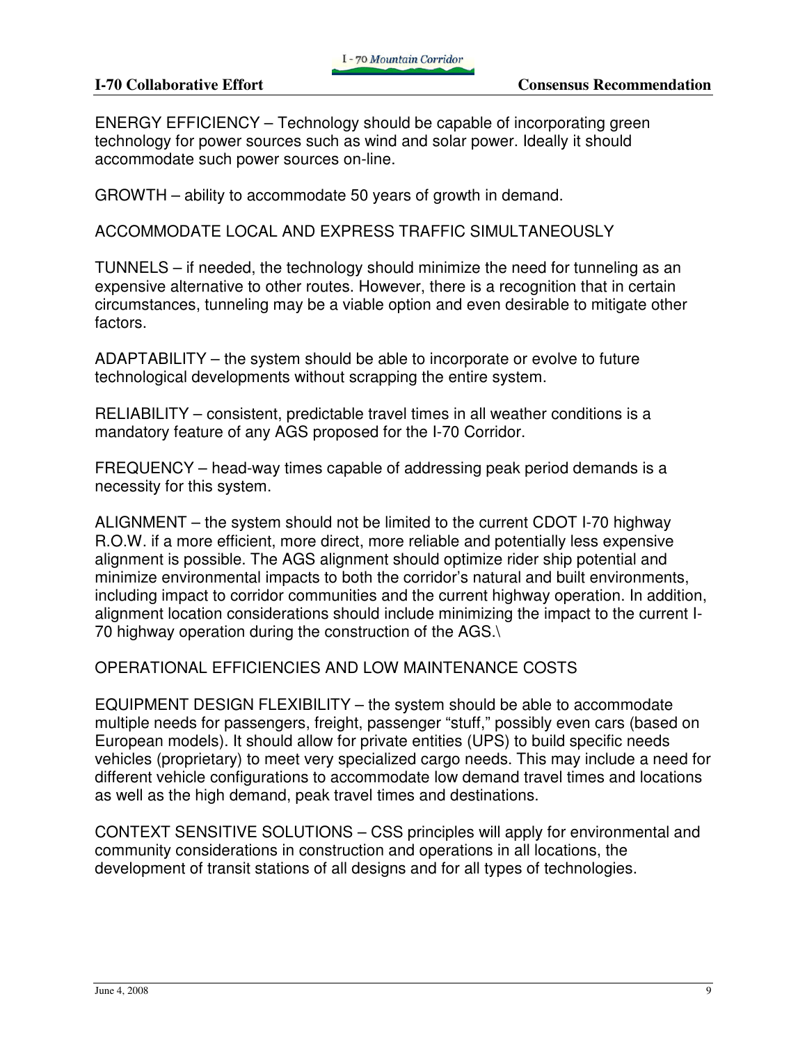ENERGY EFFICIENCY – Technology should be capable of incorporating green technology for power sources such as wind and solar power. Ideally it should accommodate such power sources on-line.

GROWTH – ability to accommodate 50 years of growth in demand.

ACCOMMODATE LOCAL AND EXPRESS TRAFFIC SIMULTANEOUSLY

TUNNELS – if needed, the technology should minimize the need for tunneling as an expensive alternative to other routes. However, there is a recognition that in certain circumstances, tunneling may be a viable option and even desirable to mitigate other factors.

ADAPTABILITY – the system should be able to incorporate or evolve to future technological developments without scrapping the entire system.

RELIABILITY – consistent, predictable travel times in all weather conditions is a mandatory feature of any AGS proposed for the I-70 Corridor.

FREQUENCY – head-way times capable of addressing peak period demands is a necessity for this system.

ALIGNMENT – the system should not be limited to the current CDOT I-70 highway R.O.W. if a more efficient, more direct, more reliable and potentially less expensive alignment is possible. The AGS alignment should optimize rider ship potential and minimize environmental impacts to both the corridor's natural and built environments, including impact to corridor communities and the current highway operation. In addition, alignment location considerations should include minimizing the impact to the current I-70 highway operation during the construction of the AGS.\

OPERATIONAL EFFICIENCIES AND LOW MAINTENANCE COSTS

EQUIPMENT DESIGN FLEXIBILITY – the system should be able to accommodate multiple needs for passengers, freight, passenger "stuff," possibly even cars (based on European models). It should allow for private entities (UPS) to build specific needs vehicles (proprietary) to meet very specialized cargo needs. This may include a need for different vehicle configurations to accommodate low demand travel times and locations as well as the high demand, peak travel times and destinations.

CONTEXT SENSITIVE SOLUTIONS – CSS principles will apply for environmental and community considerations in construction and operations in all locations, the development of transit stations of all designs and for all types of technologies.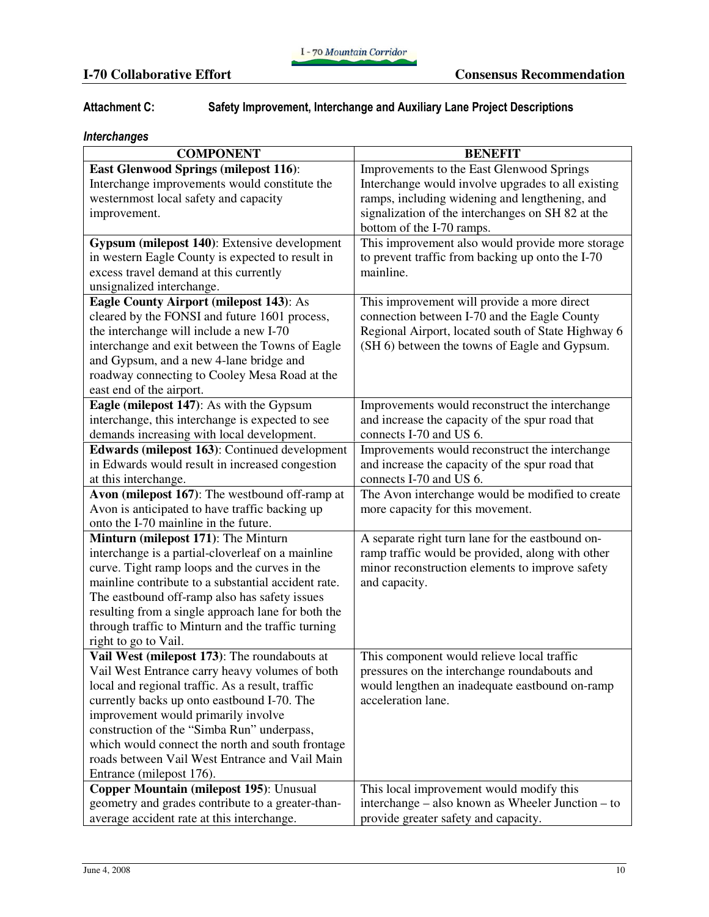### Attachment C: Safety Improvement, Interchange and Auxiliary Lane Project Descriptions

#### *Interchanges*

| COMPONENT | BENEFIT |
| --- | --- |
| **East Glenwood Springs (milepost 116)**: Interchange improvements would constitute the westernmost local safety and capacity improvement. | Improvements to the East Glenwood Springs Interchange would involve upgrades to all existing ramps, including widening and lengthening, and signalization of the interchanges on SH 82 at the bottom of the I-70 ramps. |
| **Gypsum (milepost 140)**: Extensive development in western Eagle County is expected to result in excess travel demand at this currently unsignalized interchange. | This improvement also would provide more storage to prevent traffic from backing up onto the I-70 mainline. |
| **Eagle County Airport (milepost 143)**: As cleared by the FONSI and future 1601 process, the interchange will include a new I-70 interchange and exit between the Towns of Eagle and Gypsum, and a new 4-lane bridge and roadway connecting to Cooley Mesa Road at the east end of the airport. | This improvement will provide a more direct connection between I-70 and the Eagle County Regional Airport, located south of State Highway 6 (SH 6) between the towns of Eagle and Gypsum. |
| **Eagle (milepost 147)**: As with the Gypsum interchange, this interchange is expected to see demands increasing with local development. | Improvements would reconstruct the interchange and increase the capacity of the spur road that connects I-70 and US 6. |
| **Edwards (milepost 163)**: Continued development in Edwards would result in increased congestion at this interchange. | Improvements would reconstruct the interchange and increase the capacity of the spur road that connects I-70 and US 6. |
| **Avon (milepost 167)**: The westbound off-ramp at Avon is anticipated to have traffic backing up onto the I-70 mainline in the future. | The Avon interchange would be modified to create more capacity for this movement. |
| **Minturn (milepost 171)**: The Minturn interchange is a partial-cloverleaf on a mainline curve. Tight ramp loops and the curves in the mainline contribute to a substantial accident rate. The eastbound off-ramp also has safety issues resulting from a single approach lane for both the through traffic to Minturn and the traffic turning right to go to Vail. | A separate right turn lane for the eastbound on-ramp traffic would be provided, along with other minor reconstruction elements to improve safety and capacity. |
| **Vail West (milepost 173)**: The roundabouts at Vail West Entrance carry heavy volumes of both local and regional traffic. As a result, traffic currently backs up onto eastbound I-70. The improvement would primarily involve construction of the "Simba Run" underpass, which would connect the north and south frontage roads between Vail West Entrance and Vail Main Entrance (milepost 176). | This component would relieve local traffic pressures on the interchange roundabouts and would lengthen an inadequate eastbound on-ramp acceleration lane. |
| **Copper Mountain (milepost 195)**: Unusual geometry and grades contribute to a greater-than-average accident rate at this interchange. | This local improvement would modify this interchange – also known as Wheeler Junction – to provide greater safety and capacity. |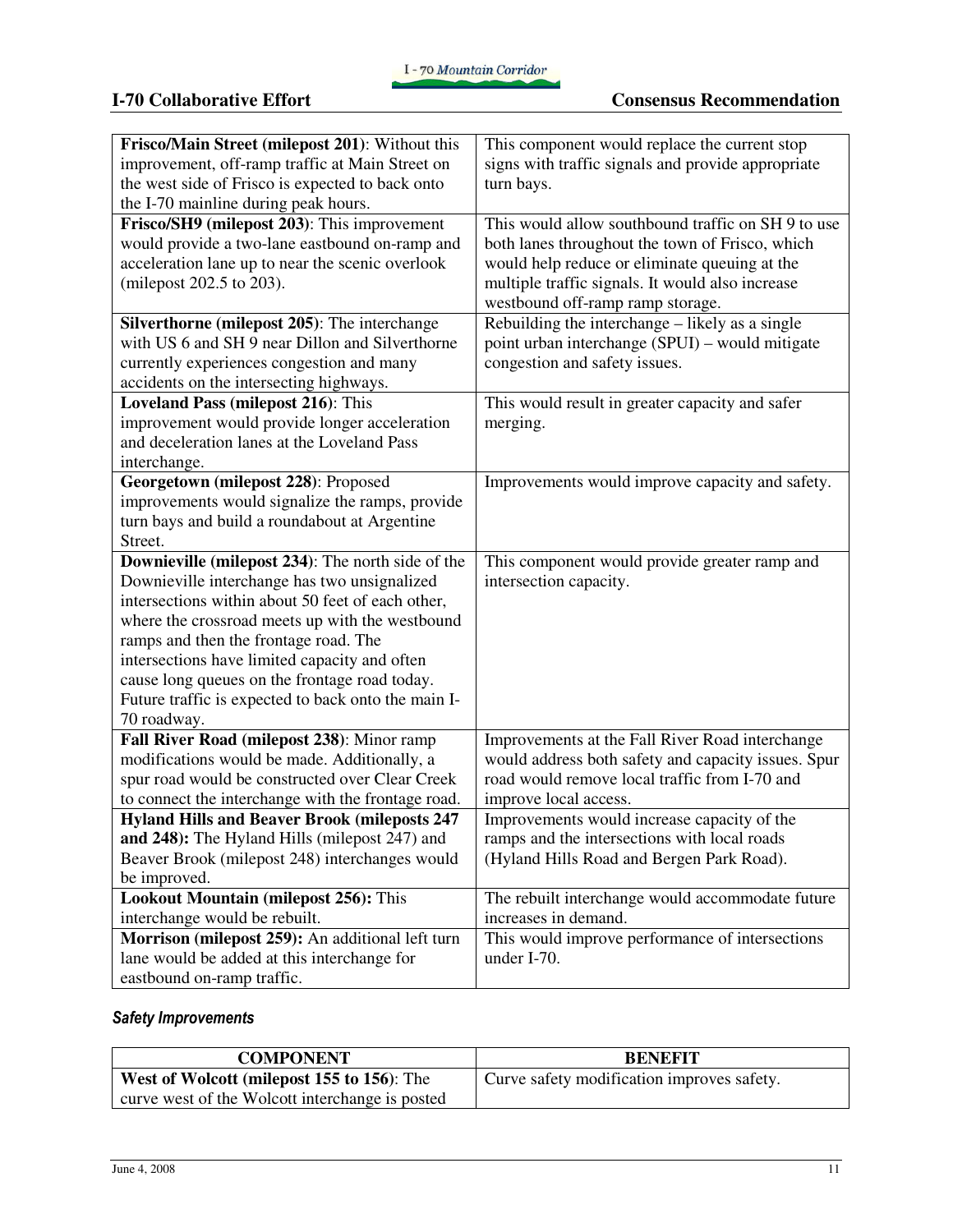| | |
|---|---|
| **Frisco/Main Street (milepost 201)**: Without this improvement, off-ramp traffic at Main Street on the west side of Frisco is expected to back onto the I-70 mainline during peak hours. | This component would replace the current stop signs with traffic signals and provide appropriate turn bays. |
| **Frisco/SH9 (milepost 203)**: This improvement would provide a two-lane eastbound on-ramp and acceleration lane up to near the scenic overlook (milepost 202.5 to 203). | This would allow southbound traffic on SH 9 to use both lanes throughout the town of Frisco, which would help reduce or eliminate queuing at the multiple traffic signals. It would also increase westbound off-ramp ramp storage. |
| **Silverthorne (milepost 205)**: The interchange with US 6 and SH 9 near Dillon and Silverthorne currently experiences congestion and many accidents on the intersecting highways. | Rebuilding the interchange – likely as a single point urban interchange (SPUI) – would mitigate congestion and safety issues. |
| **Loveland Pass (milepost 216)**: This improvement would provide longer acceleration and deceleration lanes at the Loveland Pass interchange. | This would result in greater capacity and safer merging. |
| **Georgetown (milepost 228)**: Proposed improvements would signalize the ramps, provide turn bays and build a roundabout at Argentine Street. | Improvements would improve capacity and safety. |
| **Downieville (milepost 234)**: The north side of the Downieville interchange has two unsignalized intersections within about 50 feet of each other, where the crossroad meets up with the westbound ramps and then the frontage road. The intersections have limited capacity and often cause long queues on the frontage road today. Future traffic is expected to back onto the main I-70 roadway. | This component would provide greater ramp and intersection capacity. |
| **Fall River Road (milepost 238)**: Minor ramp modifications would be made. Additionally, a spur road would be constructed over Clear Creek to connect the interchange with the frontage road. | Improvements at the Fall River Road interchange would address both safety and capacity issues. Spur road would remove local traffic from I-70 and improve local access. |
| **Hyland Hills and Beaver Brook (mileposts 247 and 248):** The Hyland Hills (milepost 247) and Beaver Brook (milepost 248) interchanges would be improved. | Improvements would increase capacity of the ramps and the intersections with local roads (Hyland Hills Road and Bergen Park Road). |
| **Lookout Mountain (milepost 256):** This interchange would be rebuilt. | The rebuilt interchange would accommodate future increases in demand. |
| **Morrison (milepost 259):** An additional left turn lane would be added at this interchange for eastbound on-ramp traffic. | This would improve performance of intersections under I-70. |

#### *Safety Improvements*

| COMPONENT | BENEFIT |
|---|---|
| **West of Wolcott (milepost 155 to 156)**: The curve west of the Wolcott interchange is posted | Curve safety modification improves safety. |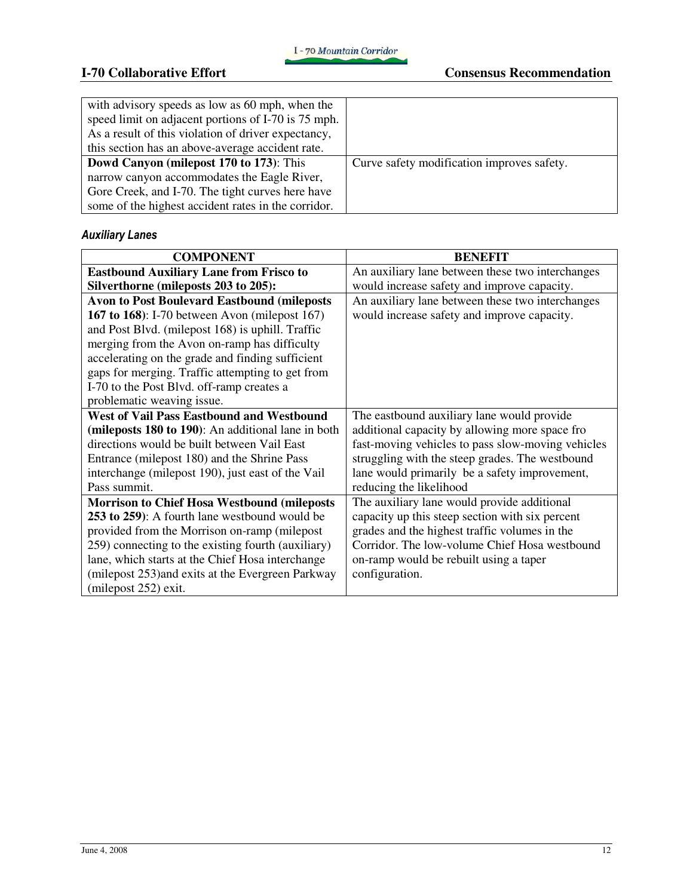| | |
|---|---|
| with advisory speeds as low as 60 mph, when the speed limit on adjacent portions of I-70 is 75 mph. As a result of this violation of driver expectancy, this section has an above-average accident rate. | |
| **Dowd Canyon (milepost 170 to 173)**: This narrow canyon accommodates the Eagle River, Gore Creek, and I-70. The tight curves here have some of the highest accident rates in the corridor. | Curve safety modification improves safety. |

### *Auxiliary Lanes*

| COMPONENT | BENEFIT |
|---|---|
| **Eastbound Auxiliary Lane from Frisco to Silverthorne (mileposts 203 to 205):** | An auxiliary lane between these two interchanges would increase safety and improve capacity. |
| **Avon to Post Boulevard Eastbound (mileposts 167 to 168)**: I-70 between Avon (milepost 167) and Post Blvd. (milepost 168) is uphill. Traffic merging from the Avon on-ramp has difficulty accelerating on the grade and finding sufficient gaps for merging. Traffic attempting to get from I-70 to the Post Blvd. off-ramp creates a problematic weaving issue. | An auxiliary lane between these two interchanges would increase safety and improve capacity. |
| **West of Vail Pass Eastbound and Westbound (mileposts 180 to 190)**: An additional lane in both directions would be built between Vail East Entrance (milepost 180) and the Shrine Pass interchange (milepost 190), just east of the Vail Pass summit. | The eastbound auxiliary lane would provide additional capacity by allowing more space fro fast-moving vehicles to pass slow-moving vehicles struggling with the steep grades. The westbound lane would primarily be a safety improvement, reducing the likelihood |
| **Morrison to Chief Hosa Westbound (mileposts 253 to 259)**: A fourth lane westbound would be provided from the Morrison on-ramp (milepost 259) connecting to the existing fourth (auxiliary) lane, which starts at the Chief Hosa interchange (milepost 253)and exits at the Evergreen Parkway (milepost 252) exit. | The auxiliary lane would provide additional capacity up this steep section with six percent grades and the highest traffic volumes in the Corridor. The low-volume Chief Hosa westbound on-ramp would be rebuilt using a taper configuration. |